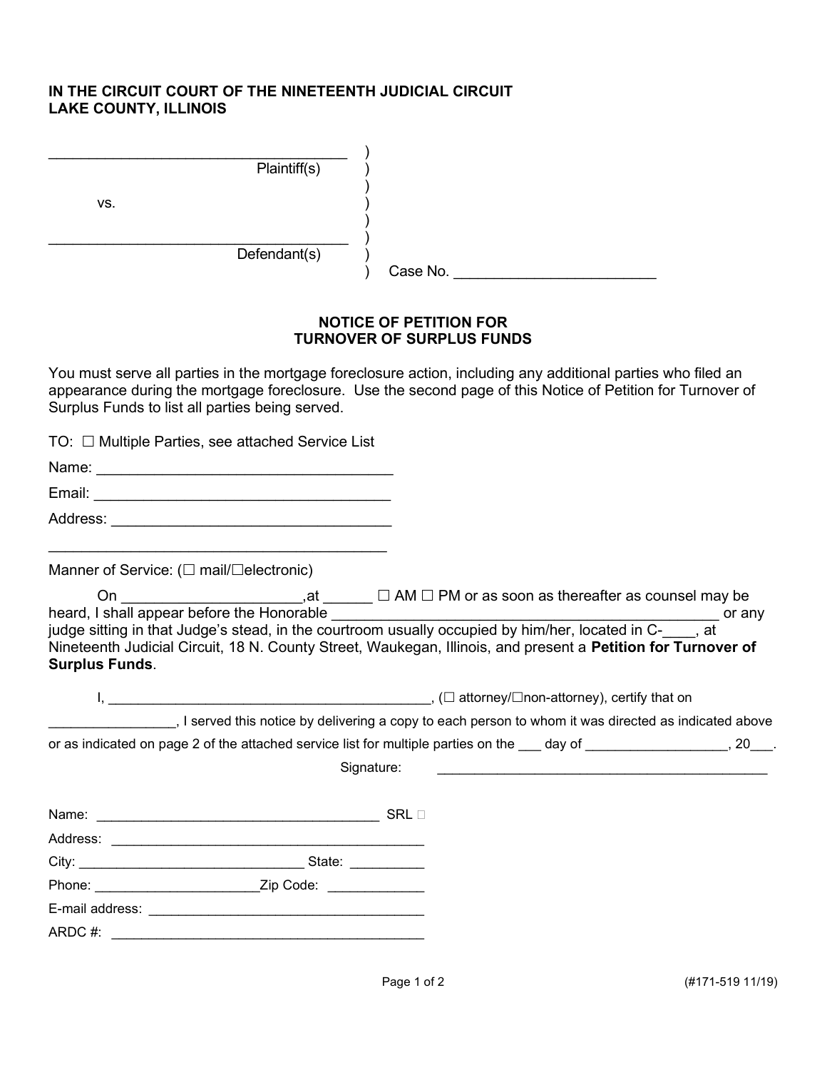**IN THE CIRCUIT COURT OF THE NINETEENTH JUDICIAL CIRCUIT**
**LAKE COUNTY, ILLINOIS**

_____________________________________ )
Plaintiff(s) )
)
vs. )
)
_____________________________________ )
Defendant(s) )
) Case No. _________________________

## NOTICE OF PETITION FOR TURNOVER OF SURPLUS FUNDS

You must serve all parties in the mortgage foreclosure action, including any additional parties who filed an appearance during the mortgage foreclosure. Use the second page of this Notice of Petition for Turnover of Surplus Funds to list all parties being served.

TO: ☐ Multiple Parties, see attached Service List

Name: _____________________________________

Email: _____________________________________

Address: ___________________________________

_________________________________________

Manner of Service: (☐ mail/☐electronic)

On ______________________,at ______ ☐ AM ☐ PM or as soon as thereafter as counsel may be heard, I shall appear before the Honorable _________________________________________________ or any judge sitting in that Judge's stead, in the courtroom usually occupied by him/her, located in C-____, at Nineteenth Judicial Circuit, 18 N. County Street, Waukegan, Illinois, and present a **Petition for Turnover of Surplus Funds**.

I, ___________________________________________, (☐ attorney/☐non-attorney), certify that on ________________, I served this notice by delivering a copy to each person to whom it was directed as indicated above or as indicated on page 2 of the attached service list for multiple parties on the ___ day of ___________________, 20___.

Signature: ______________________________________________

Name: _______________________________________ SRL ☐

Address: ___________________________________________

City: ______________________________ State: __________

Phone: ______________________Zip Code: _____________

E-mail address: ______________________________________

ARDC #: ___________________________________________

(#171-519 11/19)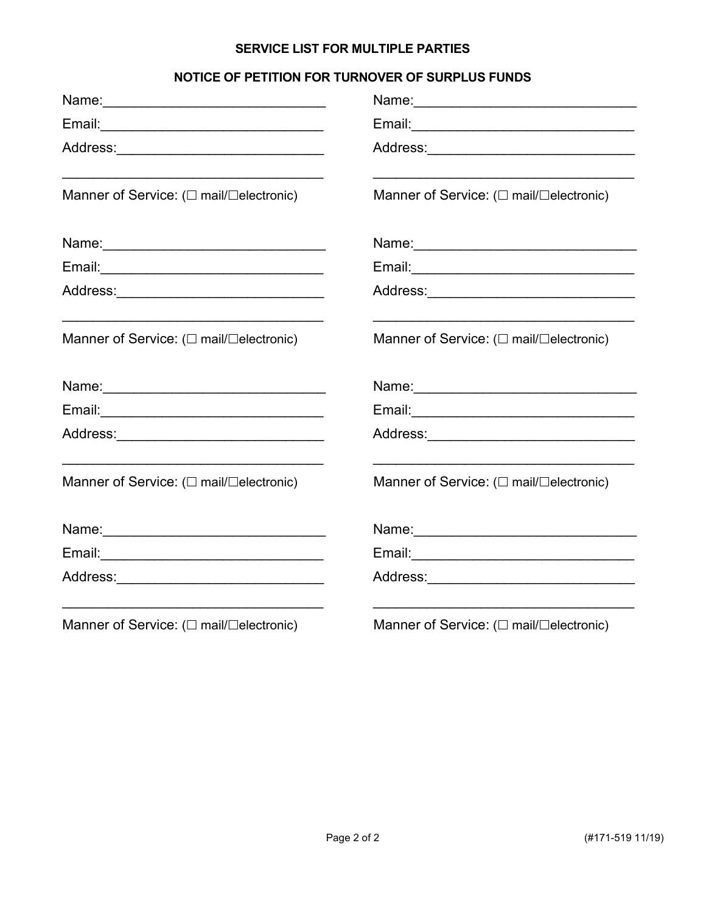**SERVICE LIST FOR MULTIPLE PARTIES**

**NOTICE OF PETITION FOR TURNOVER OF SURPLUS FUNDS**

Name:_____________________________
Email:_____________________________
Address:___________________________
___________________________________
Manner of Service: (☐ mail/☐electronic)

Name:_____________________________
Email:_____________________________
Address:___________________________
___________________________________
Manner of Service: (☐ mail/☐electronic)

Name:_____________________________
Email:_____________________________
Address:___________________________
___________________________________
Manner of Service: (☐ mail/☐electronic)

Name:_____________________________
Email:_____________________________
Address:___________________________
___________________________________
Manner of Service: (☐ mail/☐electronic)

Name:_____________________________
Email:_____________________________
Address:___________________________
___________________________________
Manner of Service: (☐ mail/☐electronic)

Name:_____________________________
Email:_____________________________
Address:___________________________
___________________________________
Manner of Service: (☐ mail/☐electronic)

Name:_____________________________
Email:_____________________________
Address:___________________________
___________________________________
Manner of Service: (☐ mail/☐electronic)

Name:_____________________________
Email:_____________________________
Address:___________________________
___________________________________
Manner of Service: (☐ mail/☐electronic)

(#171-519 11/19)